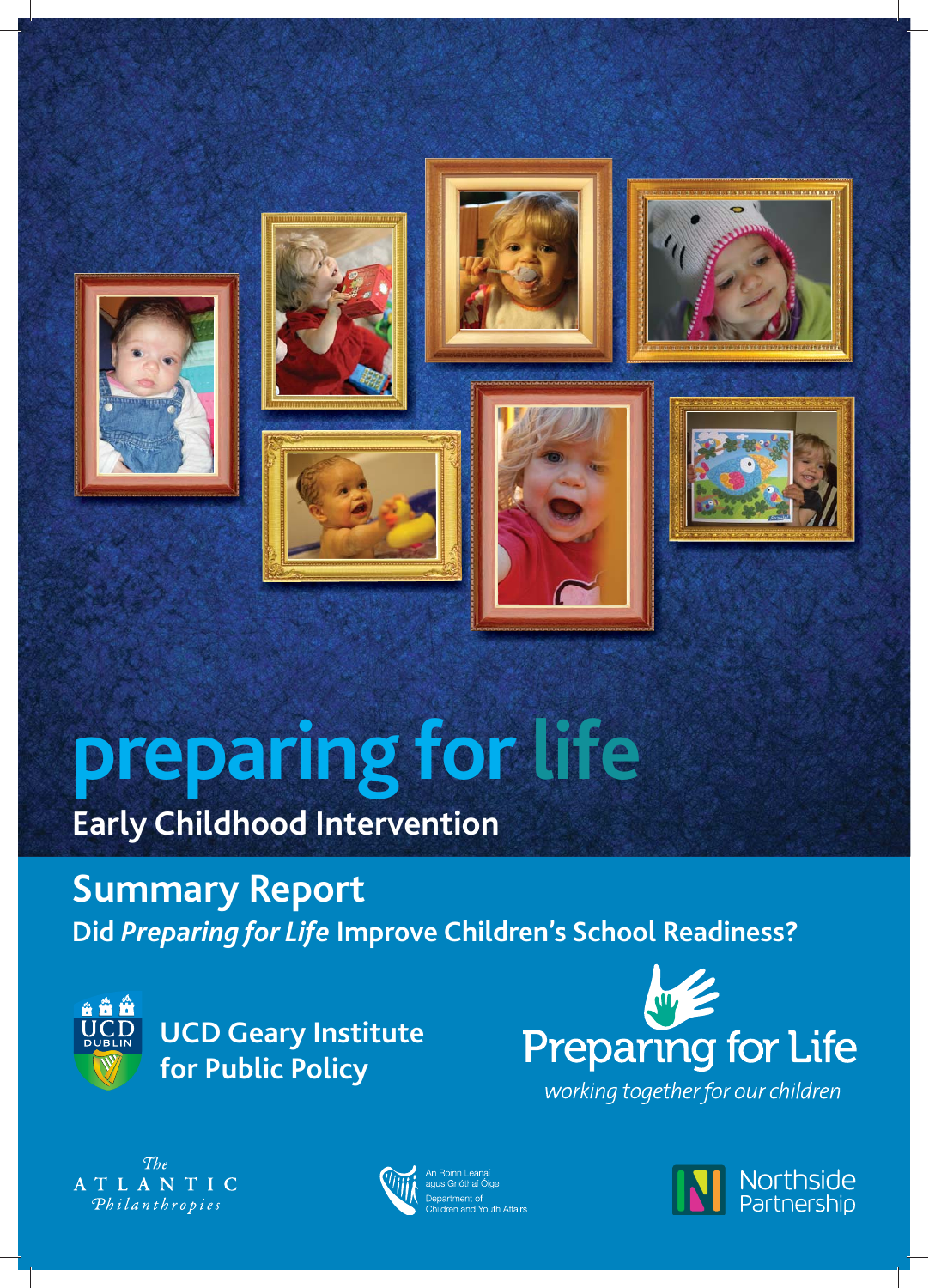# preparing for life

## Early Childhood Intervention

## Summary Report

### Did *Preparing for Life* Improve Children's School Readiness?

UCD Dublin

UCD Geary Institute for Public Policy

Preparing for Life

*working together for our children*

The Atlantic Philanthropies

An Roinn Leanaí agus Gnóthaí Óige
Department of Children and Youth Affairs

Northside Partnership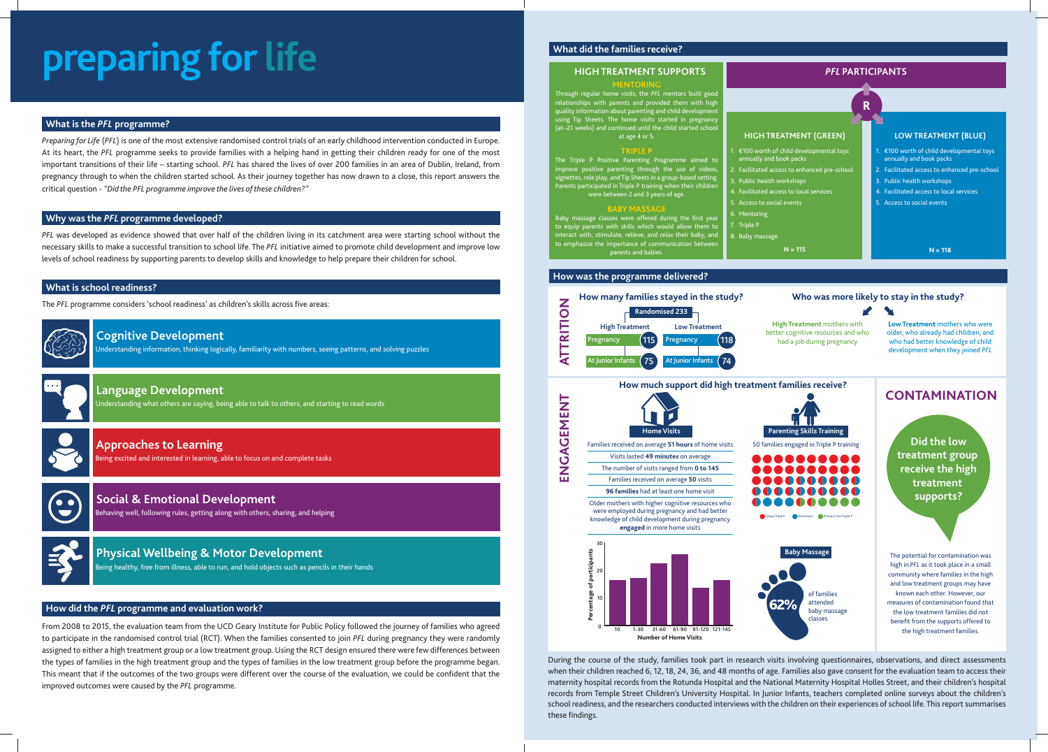# preparing for life

## What is the *PFL* programme?

*Preparing for Life* (*PFL*) is one of the most extensive randomised control trials of an early childhood intervention conducted in Europe. At its heart, the *PFL* programme seeks to provide families with a helping hand in getting their children ready for one of the most important transitions of their life – starting school. *PFL* has shared the lives of over 200 families in an area of Dublin, Ireland, from pregnancy through to when the children started school. As their journey together has now drawn to a close, this report answers the critical question - *"Did the PFL programme improve the lives of these children?"*

## Why was the *PFL* programme developed?

*PFL* was developed as evidence showed that over half of the children living in its catchment area were starting school without the necessary skills to make a successful transition to school life. The *PFL* initiative aimed to promote child development and improve low levels of school readiness by supporting parents to develop skills and knowledge to help prepare their children for school.

## What is school readiness?

The *PFL* programme considers 'school readiness' as children's skills across five areas:

**Cognitive Development**
Understanding information, thinking logically, familiarity with numbers, seeing patterns, and solving puzzles

**Language Development**
Understanding what others are saying, being able to talk to others, and starting to read words

**Approaches to Learning**
Being excited and interested in learning, able to focus on and complete tasks

**Social & Emotional Development**
Behaving well, following rules, getting along with others, sharing, and helping

**Physical Wellbeing & Motor Development**
Being healthy, free from illness, able to run, and hold objects such as pencils in their hands

## How did the *PFL* programme and evaluation work?

From 2008 to 2015, the evaluation team from the UCD Geary Institute for Public Policy followed the journey of families who agreed to participate in the randomised control trial (RCT). When the families consented to join *PFL* during pregnancy they were randomly assigned to either a high treatment group or a low treatment group. Using the RCT design ensured there were few differences between the types of families in the high treatment group and the types of families in the low treatment group before the programme began. This meant that if the outcomes of the two groups were different over the course of the evaluation, we could be confident that the improved outcomes were caused by the *PFL* programme.

## What did the families receive?

### HIGH TREATMENT SUPPORTS

**MENTORING**
Through regular home visits, the *PFL* mentors built good relationships with parents and provided them with high quality information about parenting and child development using Tip Sheets. The home visits started in pregnancy (at~21 weeks) and continued until the child started school at age 4 or 5.

**TRIPLE P**
The Triple P Positive Parenting Programme aimed to improve positive parenting through the use of videos, vignettes, role play, and Tip Sheets in a group-based setting. Parents participated in Triple P training when their children were between 2 and 3 years of age.

**BABY MASSAGE**
Baby massage classes were offered during the first year to equip parents with skills which would allow them to interact with, stimulate, relieve, and relax their baby, and to emphasise the importance of communication between parents and babies.

### *PFL* PARTICIPANTS

R

**HIGH TREATMENT (GREEN)**

1. €100 worth of child developmental toys annually and book packs
2. Facilitated access to enhanced pre-school
3. Public health workshops
4. Facilitated access to local services
5. Access to social events
6. Mentoring
7. Triple P
8. Baby massage

N = 115

**LOW TREATMENT (BLUE)**

1. €100 worth of child developmental toys annually and book packs
2. Facilitated access to enhanced pre-school
3. Public health workshops
4. Facilitated access to local services
5. Access to social events

N = 118

## How was the programme delivered?

### ATTRITION

**How many families stayed in the study?**

Randomised 233

| | High Treatment | Low Treatment |
|---|---|---|
| Pregnancy | 115 | 118 |
| At Junior Infants | 75 | 74 |

**Who was more likely to stay in the study?**

**High Treatment** mothers with better cognitive resources and who had a job during pregnancy

**Low Treatment** mothers who were older, who already had children, and who had better knowledge of child development when they joined *PFL*

### ENGAGEMENT

**How much support did high treatment families receive?**

**Home Visits**

- Families received on average **51 hours** of home visits
- Visits lasted **49 minutes** on average
- The number of visits ranged from **0 to 145**
- Families received on average **50** visits
- **96 families** had at least one home visit

Older mothers with higher cognitive resources who were employed during pregnancy and had better knowledge of child development during pregnancy **engaged** in more home visits

| Number of Home Visits | 10 | 1-30 | 31-60 | 61-90 | 91-120 | 121-145 |
|---|---|---|---|---|---|---|
| Percentage of participants | ~16 | ~17 | ~22 | ~25 | ~13 | ~16 |

**Parenting Skills Training**

50 families engaged in Triple P training

Group Triple P · Discussion · Primary Care Triple P

**Baby Massage**

62% of families attended baby massage classes

### CONTAMINATION

**Did the low treatment group receive the high treatment supports?**

The potential for contamination was high in *PFL* as it took place in a small community where families in the high and low treatment groups may have known each other. However, our measures of contamination found that the low treatment families did not benefit from the supports offered to the high treatment families.

During the course of the study, families took part in research visits involving questionnaires, observations, and direct assessments when their children reached 6, 12, 18, 24, 36, and 48 months of age. Families also gave consent for the evaluation team to access their maternity hospital records from the Rotunda Hospital and the National Maternity Hospital Holles Street, and their children's hospital records from Temple Street Children's University Hospital. In Junior Infants, teachers completed online surveys about the children's school readiness, and the researchers conducted interviews with the children on their experiences of school life. This report summarises these findings.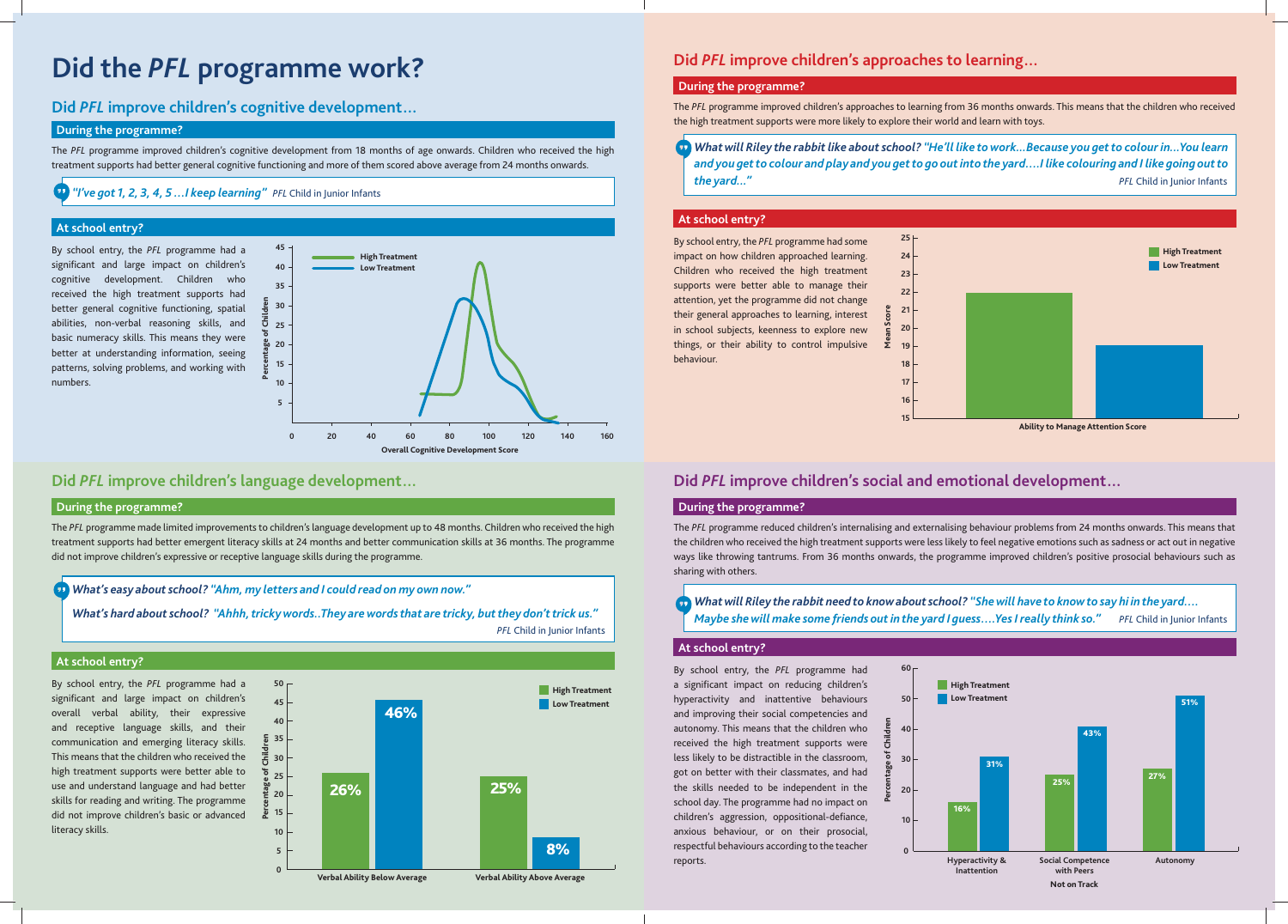# Did the *PFL* programme work?

## Did *PFL* improve children's cognitive development...

### During the programme?

The *PFL* programme improved children's cognitive development from 18 months of age onwards. Children who received the high treatment supports had better general cognitive functioning and more of them scored above average from 24 months onwards.

> *"I've got 1, 2, 3, 4, 5 …I keep learning"* *PFL* Child in Junior Infants

### At school entry?

By school entry, the *PFL* programme had a significant and large impact on children's cognitive development. Children who received the high treatment supports had better general cognitive functioning, spatial abilities, non-verbal reasoning skills, and basic numeracy skills. This means they were better at understanding information, seeing patterns, solving problems, and working with numbers.

## Did *PFL* improve children's approaches to learning...

### During the programme?

The *PFL* programme improved children's approaches to learning from 36 months onwards. This means that the children who received the high treatment supports were more likely to explore their world and learn with toys.

> *What will Riley the rabbit like about school? "He'll like to work…Because you get to colour in…You learn and you get to colour and play and you get to go out into the yard….I like colouring and I like going out to the yard…"* *PFL* Child in Junior Infants

### At school entry?

By school entry, the *PFL* programme had some impact on how children approached learning. Children who received the high treatment supports were better able to manage their attention, yet the programme did not change their general approaches to learning, interest in school subjects, keenness to explore new things, or their ability to control impulsive behaviour.

## Did *PFL* improve children's language development...

### During the programme?

The *PFL* programme made limited improvements to children's language development up to 48 months. Children who received the high treatment supports had better emergent literacy skills at 24 months and better communication skills at 36 months. The programme did not improve children's expressive or receptive language skills during the programme.

> *What's easy about school? "Ahm, my letters and I could read on my own now."*
>
> *What's hard about school? "Ahhh, tricky words..They are words that are tricky, but they don't trick us."*
>
> *PFL* Child in Junior Infants

### At school entry?

By school entry, the *PFL* programme had a significant and large impact on children's overall verbal ability, their expressive and receptive language skills, and their communication and emerging literacy skills. This means that the children who received the high treatment supports were better able to use and understand language and had better skills for reading and writing. The programme did not improve children's basic or advanced literacy skills.

| | High Treatment | Low Treatment |
|---|---|---|
| Verbal Ability Below Average | 26% | 46% |
| Verbal Ability Above Average | 25% | 8% |

## Did *PFL* improve children's social and emotional development...

### During the programme?

The *PFL* programme reduced children's internalising and externalising behaviour problems from 24 months onwards. This means that the children who received the high treatment supports were less likely to feel negative emotions such as sadness or act out in negative ways like throwing tantrums. From 36 months onwards, the programme improved children's positive prosocial behaviours such as sharing with others.

> *What will Riley the rabbit need to know about school? "She will have to know to say hi in the yard…. Maybe she will make some friends out in the yard I guess….Yes I really think so."* *PFL* Child in Junior Infants

### At school entry?

By school entry, the *PFL* programme had a significant impact on reducing children's hyperactivity and inattentive behaviours and improving their social competencies and autonomy. This means that the children who received the high treatment supports were less likely to be distractible in the classroom, got on better with their classmates, and had the skills needed to be independent in the school day. The programme had no impact on children's aggression, oppositional-defiance, anxious behaviour, or on their prosocial, respectful behaviours according to the teacher reports.

Not on Track (Percentage of Children)

| | High Treatment | Low Treatment |
|---|---|---|
| Hyperactivity & Inattention | 16% | 31% |
| Social Competence with Peers | 25% | 43% |
| Autonomy | 27% | 51% |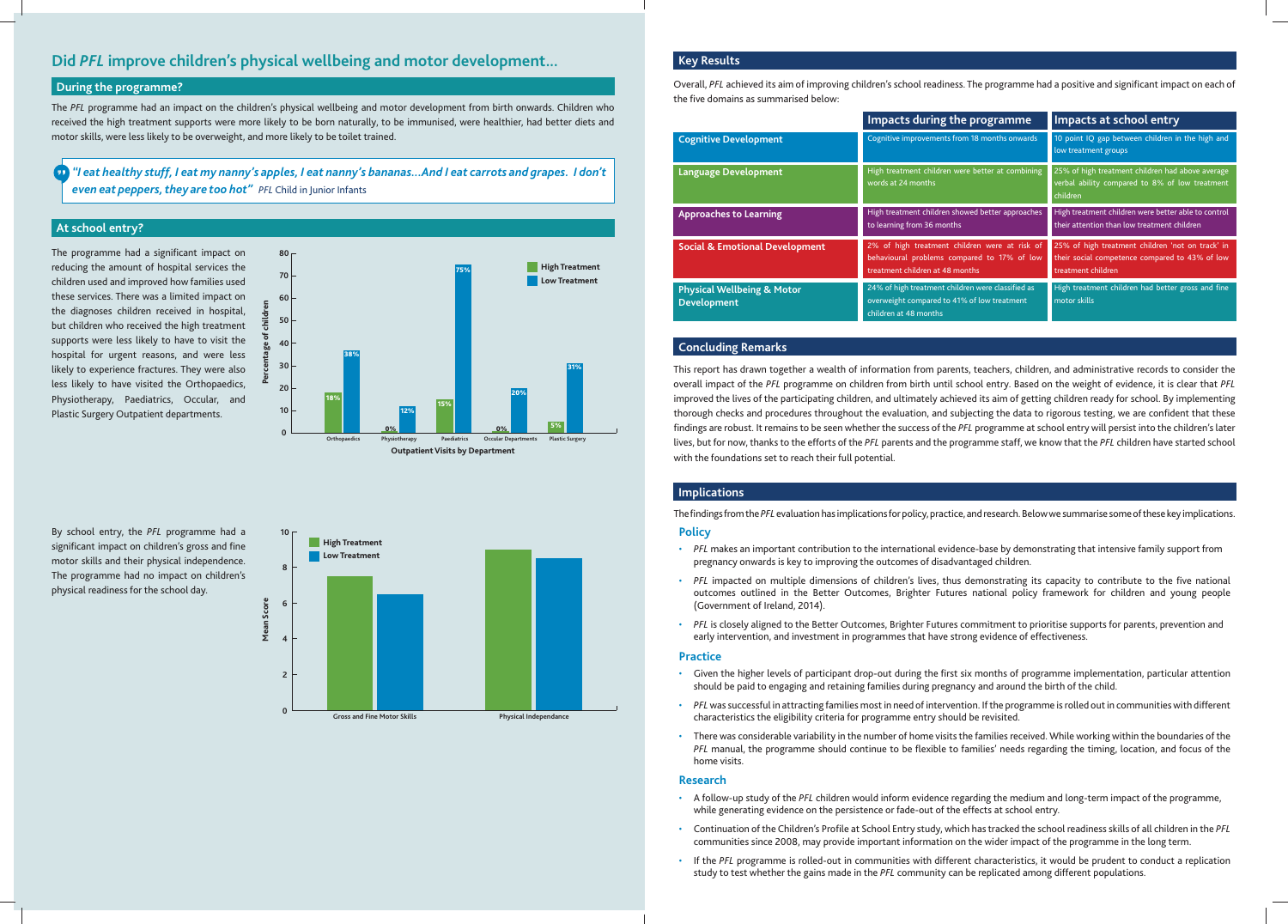## Did *PFL* improve children's physical wellbeing and motor development...

### During the programme?

The *PFL* programme had an impact on the children's physical wellbeing and motor development from birth onwards. Children who received the high treatment supports were more likely to be born naturally, to be immunised, were healthier, had better diets and motor skills, were less likely to be overweight, and more likely to be toilet trained.

> *"I eat healthy stuff, I eat my nanny's apples, I eat nanny's bananas...And I eat carrots and grapes. I don't even eat peppers, they are too hot"* *PFL* Child in Junior Infants

### At school entry?

The programme had a significant impact on reducing the amount of hospital services the children used and improved how families used these services. There was a limited impact on the diagnoses children received in hospital, but children who received the high treatment supports were less likely to have to visit the hospital for urgent reasons, and were less likely to experience fractures. They were also less likely to have visited the Orthopaedics, Physiotherapy, Paediatrics, Occular, and Plastic Surgery Outpatient departments.

**Outpatient Visits by Department** (Percentage of children)

| Department | High Treatment | Low Treatment |
|---|---|---|
| Orthopaedics | 18% | 38% |
| Physiotherapy | 0% | 12% |
| Paediatrics | 15% | 75% |
| Occular Departments | 0% | 20% |
| Plastic Surgery | 5% | 31% |

By school entry, the *PFL* programme had a significant impact on children's gross and fine motor skills and their physical independence. The programme had no impact on children's physical readiness for the school day.

**Mean Score** (High Treatment / Low Treatment): Gross and Fine Motor Skills; Physical Independance

## Key Results

Overall, *PFL* achieved its aim of improving children's school readiness. The programme had a positive and significant impact on each of the five domains as summarised below:

| | Impacts during the programme | Impacts at school entry |
|---|---|---|
| **Cognitive Development** | Cognitive improvements from 18 months onwards | 10 point IQ gap between children in the high and low treatment groups |
| **Language Development** | High treatment children were better at combining words at 24 months | 25% of high treatment children had above average verbal ability compared to 8% of low treatment children |
| **Approaches to Learning** | High treatment children showed better approaches to learning from 36 months | High treatment children were better able to control their attention than low treatment children |
| **Social & Emotional Development** | 2% of high treatment children were at risk of behavioural problems compared to 17% of low treatment children at 48 months | 25% of high treatment children 'not on track' in their social competence compared to 43% of low treatment children |
| **Physical Wellbeing & Motor Development** | 24% of high treatment children were classified as overweight compared to 41% of low treatment children at 48 months | High treatment children had better gross and fine motor skills |

## Concluding Remarks

This report has drawn together a wealth of information from parents, teachers, children, and administrative records to consider the overall impact of the *PFL* programme on children from birth until school entry. Based on the weight of evidence, it is clear that *PFL* improved the lives of the participating children, and ultimately achieved its aim of getting children ready for school. By implementing thorough checks and procedures throughout the evaluation, and subjecting the data to rigorous testing, we are confident that these findings are robust. It remains to be seen whether the success of the *PFL* programme at school entry will persist into the children's later lives, but for now, thanks to the efforts of the *PFL* parents and the programme staff, we know that the *PFL* children have started school with the foundations set to reach their full potential.

## Implications

The findings from the *PFL* evaluation has implications for policy, practice, and research. Below we summarise some of these key implications.

### Policy

- *PFL* makes an important contribution to the international evidence-base by demonstrating that intensive family support from pregnancy onwards is key to improving the outcomes of disadvantaged children.
- *PFL* impacted on multiple dimensions of children's lives, thus demonstrating its capacity to contribute to the five national outcomes outlined in the Better Outcomes, Brighter Futures national policy framework for children and young people (Government of Ireland, 2014).
- *PFL* is closely aligned to the Better Outcomes, Brighter Futures commitment to prioritise supports for parents, prevention and early intervention, and investment in programmes that have strong evidence of effectiveness.

### Practice

- Given the higher levels of participant drop-out during the first six months of programme implementation, particular attention should be paid to engaging and retaining families during pregnancy and around the birth of the child.
- *PFL* was successful in attracting families most in need of intervention. If the programme is rolled out in communities with different characteristics the eligibility criteria for programme entry should be revisited.
- There was considerable variability in the number of home visits the families received. While working within the boundaries of the *PFL* manual, the programme should continue to be flexible to families' needs regarding the timing, location, and focus of the home visits.

### Research

- A follow-up study of the *PFL* children would inform evidence regarding the medium and long-term impact of the programme, while generating evidence on the persistence or fade-out of the effects at school entry.
- Continuation of the Children's Profile at School Entry study, which has tracked the school readiness skills of all children in the *PFL* communities since 2008, may provide important information on the wider impact of the programme in the long term.
- If the *PFL* programme is rolled-out in communities with different characteristics, it would be prudent to conduct a replication study to test whether the gains made in the *PFL* community can be replicated among different populations.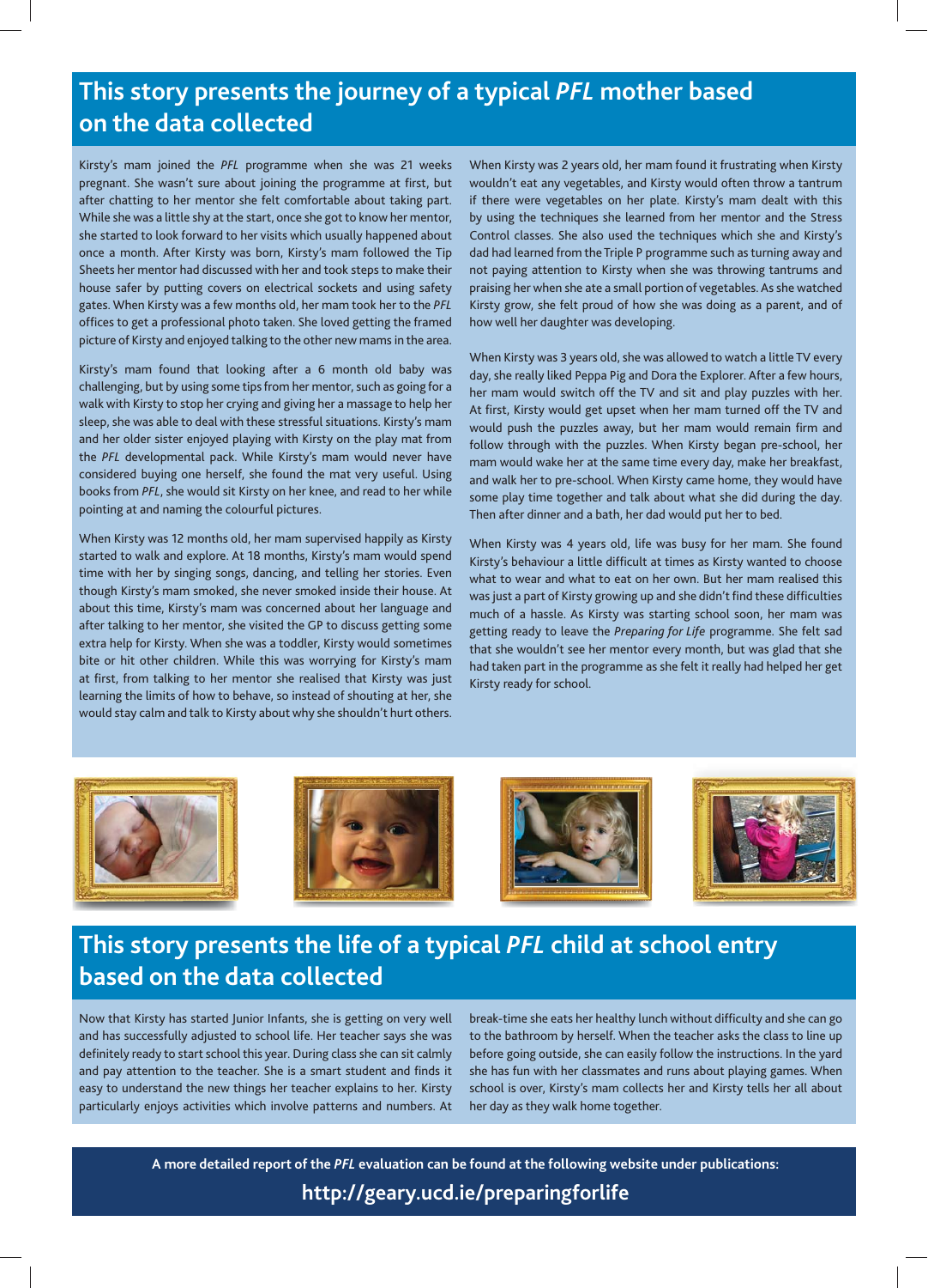## This story presents the journey of a typical *PFL* mother based on the data collected

Kirsty's mam joined the *PFL* programme when she was 21 weeks pregnant. She wasn't sure about joining the programme at first, but after chatting to her mentor she felt comfortable about taking part. While she was a little shy at the start, once she got to know her mentor, she started to look forward to her visits which usually happened about once a month. After Kirsty was born, Kirsty's mam followed the Tip Sheets her mentor had discussed with her and took steps to make their house safer by putting covers on electrical sockets and using safety gates. When Kirsty was a few months old, her mam took her to the *PFL* offices to get a professional photo taken. She loved getting the framed picture of Kirsty and enjoyed talking to the other new mams in the area.

Kirsty's mam found that looking after a 6 month old baby was challenging, but by using some tips from her mentor, such as going for a walk with Kirsty to stop her crying and giving her a massage to help her sleep, she was able to deal with these stressful situations. Kirsty's mam and her older sister enjoyed playing with Kirsty on the play mat from the *PFL* developmental pack. While Kirsty's mam would never have considered buying one herself, she found the mat very useful. Using books from *PFL*, she would sit Kirsty on her knee, and read to her while pointing at and naming the colourful pictures.

When Kirsty was 12 months old, her mam supervised happily as Kirsty started to walk and explore. At 18 months, Kirsty's mam would spend time with her by singing songs, dancing, and telling her stories. Even though Kirsty's mam smoked, she never smoked inside their house. At about this time, Kirsty's mam was concerned about her language and after talking to her mentor, she visited the GP to discuss getting some extra help for Kirsty. When she was a toddler, Kirsty would sometimes bite or hit other children. While this was worrying for Kirsty's mam at first, from talking to her mentor she realised that Kirsty was just learning the limits of how to behave, so instead of shouting at her, she would stay calm and talk to Kirsty about why she shouldn't hurt others.

When Kirsty was 2 years old, her mam found it frustrating when Kirsty wouldn't eat any vegetables, and Kirsty would often throw a tantrum if there were vegetables on her plate. Kirsty's mam dealt with this by using the techniques she learned from her mentor and the Stress Control classes. She also used the techniques which she and Kirsty's dad had learned from the Triple P programme such as turning away and not paying attention to Kirsty when she was throwing tantrums and praising her when she ate a small portion of vegetables. As she watched Kirsty grow, she felt proud of how she was doing as a parent, and of how well her daughter was developing.

When Kirsty was 3 years old, she was allowed to watch a little TV every day, she really liked Peppa Pig and Dora the Explorer. After a few hours, her mam would switch off the TV and sit and play puzzles with her. At first, Kirsty would get upset when her mam turned off the TV and would push the puzzles away, but her mam would remain firm and follow through with the puzzles. When Kirsty began pre-school, her mam would wake her at the same time every day, make her breakfast, and walk her to pre-school. When Kirsty came home, they would have some play time together and talk about what she did during the day. Then after dinner and a bath, her dad would put her to bed.

When Kirsty was 4 years old, life was busy for her mam. She found Kirsty's behaviour a little difficult at times as Kirsty wanted to choose what to wear and what to eat on her own. But her mam realised this was just a part of Kirsty growing up and she didn't find these difficulties much of a hassle. As Kirsty was starting school soon, her mam was getting ready to leave the *Preparing for Life* programme. She felt sad that she wouldn't see her mentor every month, but was glad that she had taken part in the programme as she felt it really had helped her get Kirsty ready for school.

## This story presents the life of a typical *PFL* child at school entry based on the data collected

Now that Kirsty has started Junior Infants, she is getting on very well and has successfully adjusted to school life. Her teacher says she was definitely ready to start school this year. During class she can sit calmly and pay attention to the teacher. She is a smart student and finds it easy to understand the new things her teacher explains to her. Kirsty particularly enjoys activities which involve patterns and numbers. At break-time she eats her healthy lunch without difficulty and she can go to the bathroom by herself. When the teacher asks the class to line up before going outside, she can easily follow the instructions. In the yard she has fun with her classmates and runs about playing games. When school is over, Kirsty's mam collects her and Kirsty tells her all about her day as they walk home together.

**A more detailed report of the *PFL* evaluation can be found at the following website under publications:**

**http://geary.ucd.ie/preparingforlife**